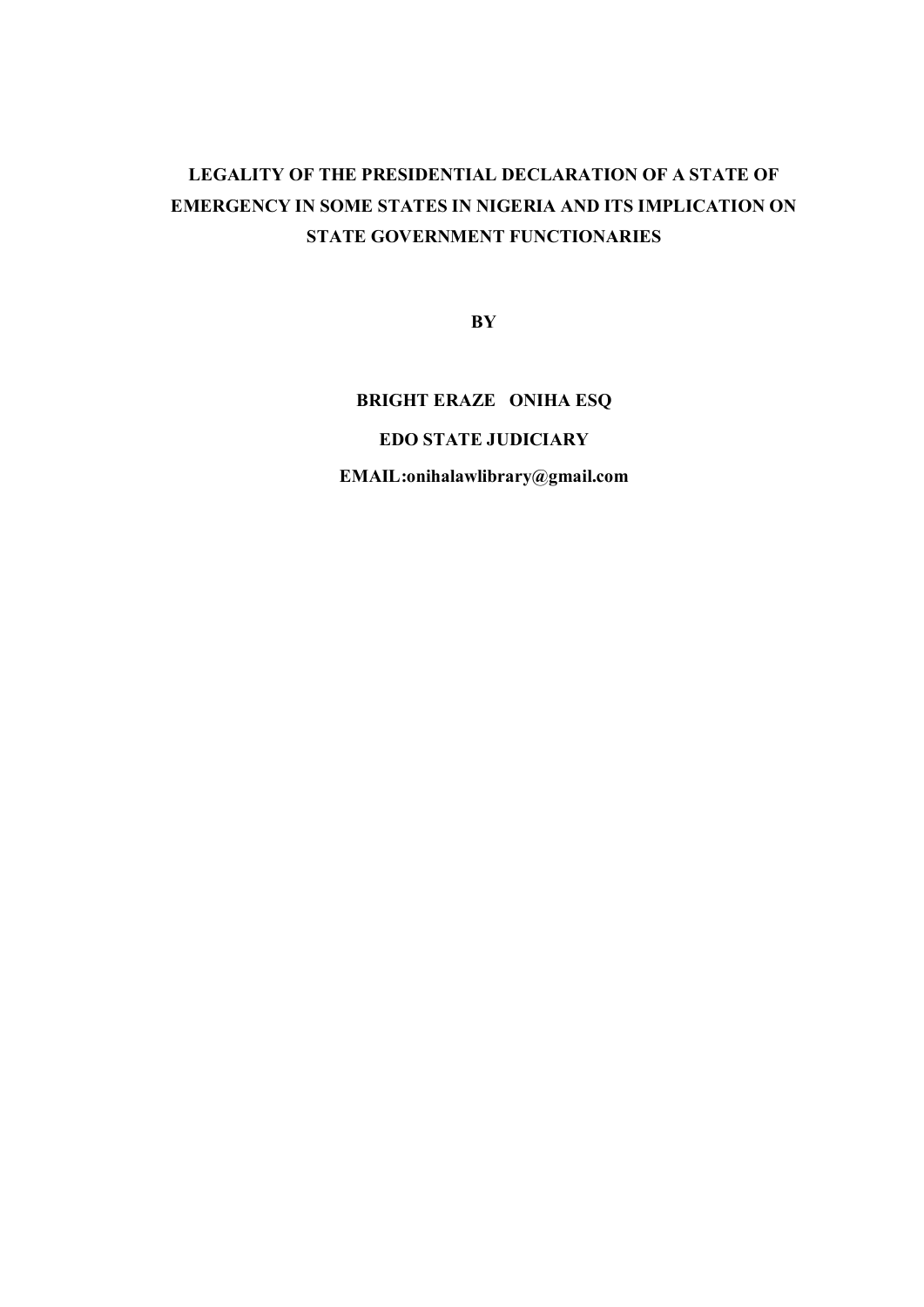# LEGALITY OF THE PRESIDENTIAL DECLARATION OF A STATE OF EMERGENCY IN SOME STATES IN NIGERIA AND ITS IMPLICATION ON STATE GOVERNMENT FUNCTIONARIES

**BY**

**BRIGHT ERAZE ONIHA ESQ**

**EDO STATE JUDICIARY**

**EMAIL:onihalawlibrary@gmail.com**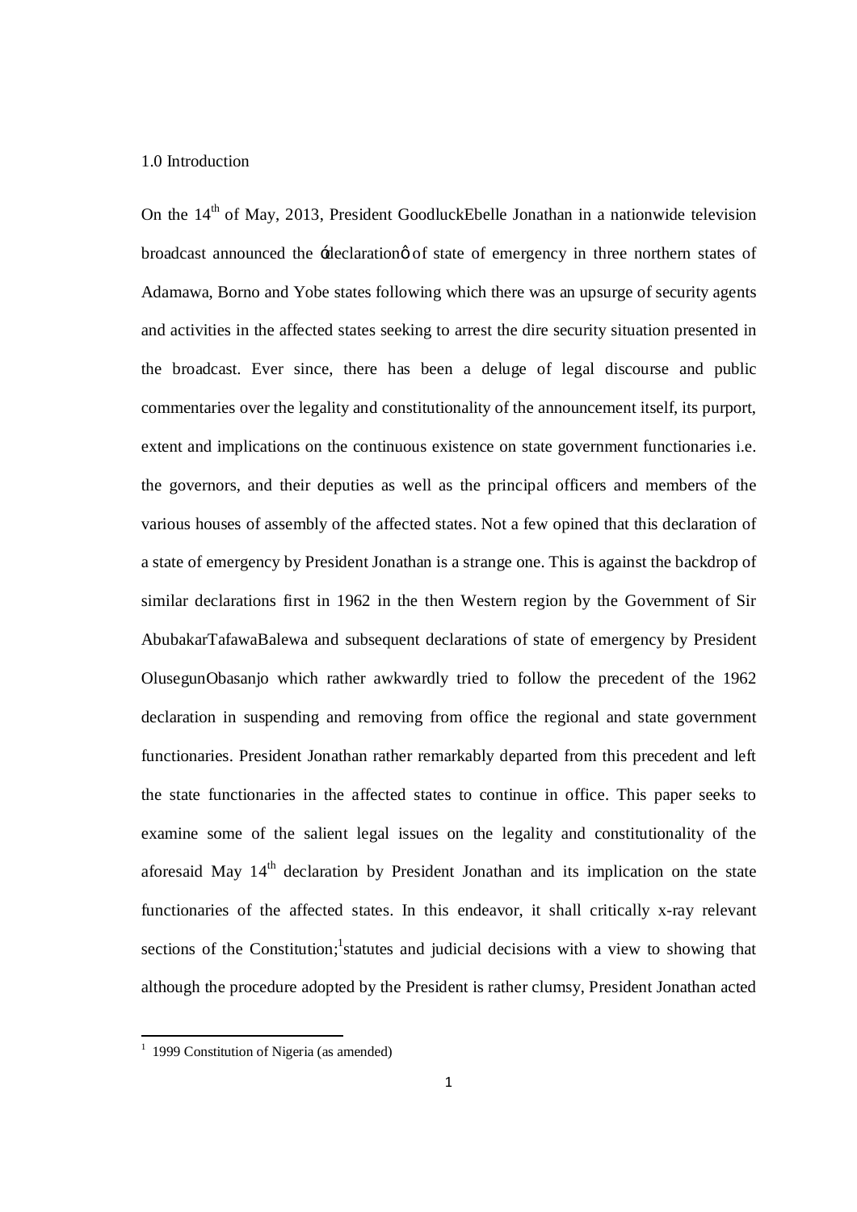1.0 Introduction

On the 14th of May, 2013, President GoodluckEbelle Jonathan in a nationwide television broadcast announced the 'declaration' of state of emergency in three northern states of Adamawa, Borno and Yobe states following which there was an upsurge of security agents and activities in the affected states seeking to arrest the dire security situation presented in the broadcast. Ever since, there has been a deluge of legal discourse and public commentaries over the legality and constitutionality of the announcement itself, its purport, extent and implications on the continuous existence on state government functionaries i.e. the governors, and their deputies as well as the principal officers and members of the various houses of assembly of the affected states. Not a few opined that this declaration of a state of emergency by President Jonathan is a strange one. This is against the backdrop of similar declarations first in 1962 in the then Western region by the Government of Sir AbubakarTafawaBalewa and subsequent declarations of state of emergency by President OlusegunObasanjo which rather awkwardly tried to follow the precedent of the 1962 declaration in suspending and removing from office the regional and state government functionaries. President Jonathan rather remarkably departed from this precedent and left the state functionaries in the affected states to continue in office. This paper seeks to examine some of the salient legal issues on the legality and constitutionality of the aforesaid May 14th declaration by President Jonathan and its implication on the state functionaries of the affected states. In this endeavor, it shall critically x-ray relevant sections of the Constitution;[1]statutes and judicial decisions with a view to showing that although the procedure adopted by the President is rather clumsy, President Jonathan acted

[1] 1999 Constitution of Nigeria (as amended)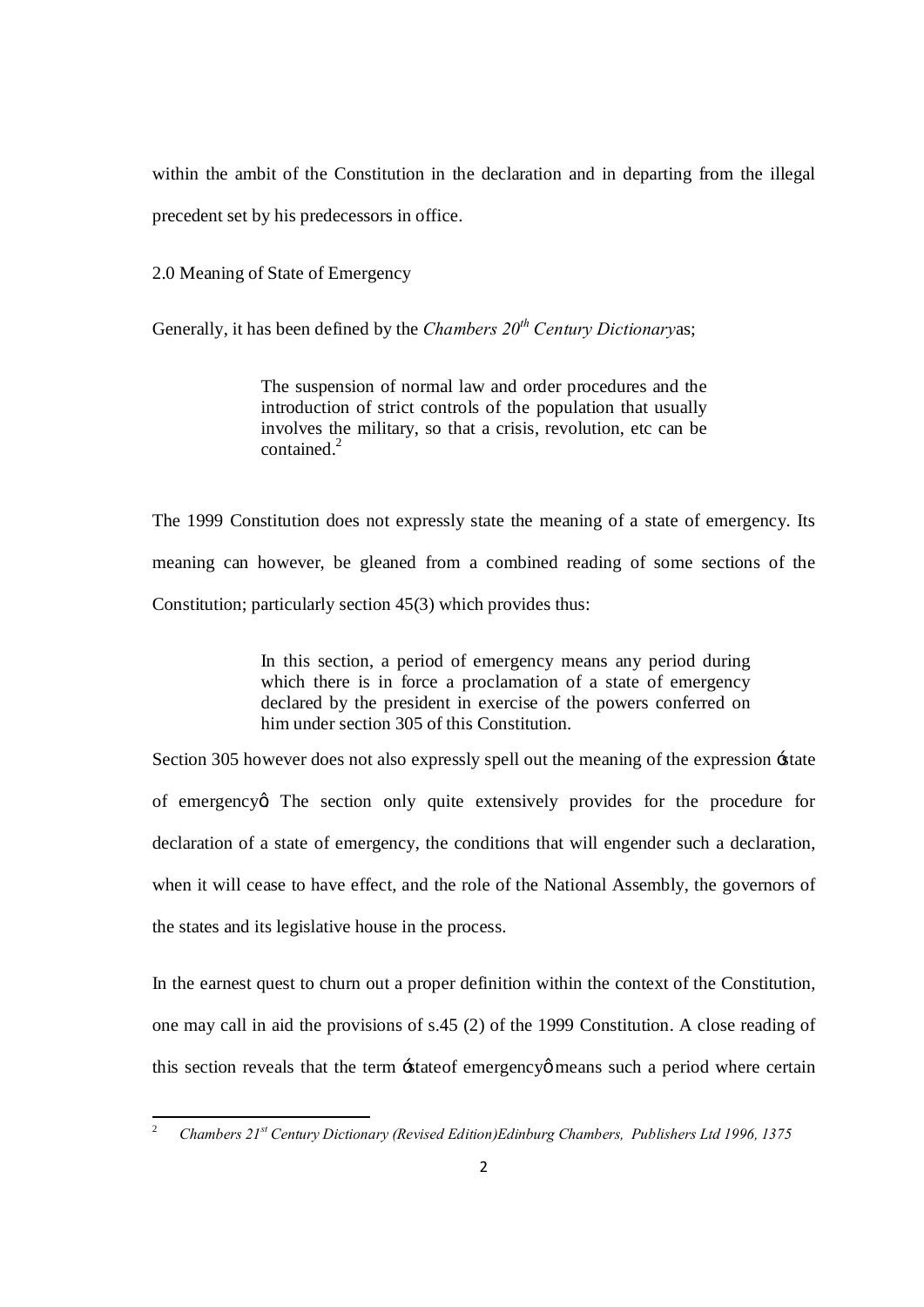within the ambit of the Constitution in the declaration and in departing from the illegal precedent set by his predecessors in office.

## 2.0 Meaning of State of Emergency

Generally, it has been defined by the *Chambers 20th Century Dictionary*as;

> The suspension of normal law and order procedures and the introduction of strict controls of the population that usually involves the military, so that a crisis, revolution, etc can be contained.[2]

The 1999 Constitution does not expressly state the meaning of a state of emergency. Its meaning can however, be gleaned from a combined reading of some sections of the Constitution; particularly section 45(3) which provides thus:

> In this section, a period of emergency means any period during which there is in force a proclamation of a state of emergency declared by the president in exercise of the powers conferred on him under section 305 of this Constitution.

Section 305 however does not also expressly spell out the meaning of the expression 'state of emergency'. The section only quite extensively provides for the procedure for declaration of a state of emergency, the conditions that will engender such a declaration, when it will cease to have effect, and the role of the National Assembly, the governors of the states and its legislative house in the process.

In the earnest quest to churn out a proper definition within the context of the Constitution, one may call in aid the provisions of s.45 (2) of the 1999 Constitution. A close reading of this section reveals that the term 'stateof emergency' means such a period where certain

---

[2] *Chambers 21st Century Dictionary (Revised Edition)Edinburg Chambers, Publishers Ltd 1996, 1375*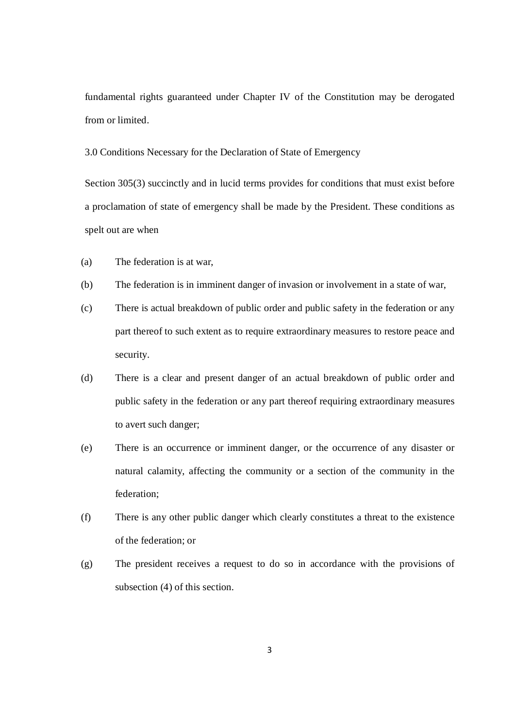fundamental rights guaranteed under Chapter IV of the Constitution may be derogated from or limited.

## 3.0 Conditions Necessary for the Declaration of State of Emergency

Section 305(3) succinctly and in lucid terms provides for conditions that must exist before a proclamation of state of emergency shall be made by the President. These conditions as spelt out are when

(a) The federation is at war,

(b) The federation is in imminent danger of invasion or involvement in a state of war,

(c) There is actual breakdown of public order and public safety in the federation or any part thereof to such extent as to require extraordinary measures to restore peace and security.

(d) There is a clear and present danger of an actual breakdown of public order and public safety in the federation or any part thereof requiring extraordinary measures to avert such danger;

(e) There is an occurrence or imminent danger, or the occurrence of any disaster or natural calamity, affecting the community or a section of the community in the federation;

(f) There is any other public danger which clearly constitutes a threat to the existence of the federation; or

(g) The president receives a request to do so in accordance with the provisions of subsection (4) of this section.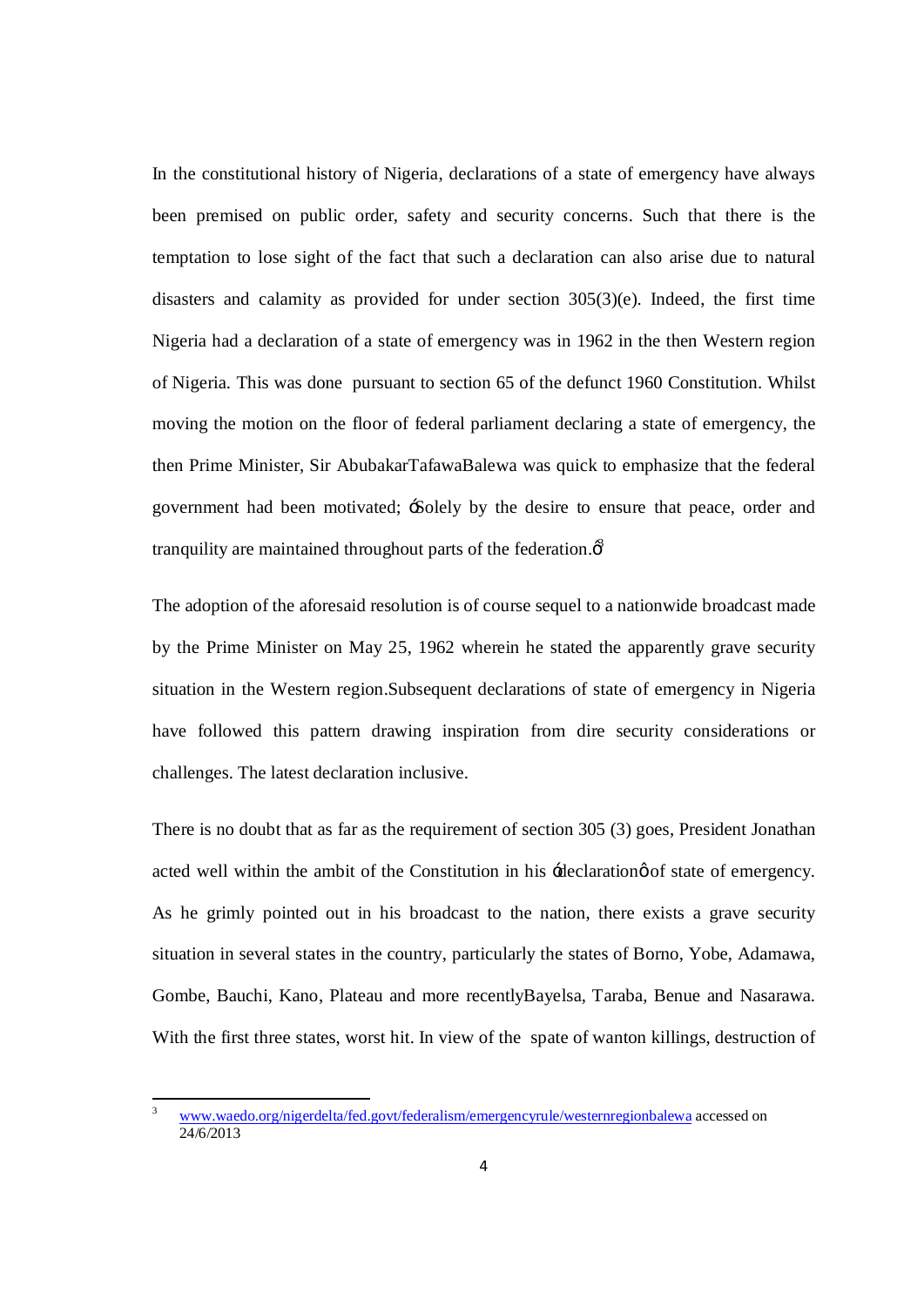In the constitutional history of Nigeria, declarations of a state of emergency have always been premised on public order, safety and security concerns. Such that there is the temptation to lose sight of the fact that such a declaration can also arise due to natural disasters and calamity as provided for under section 305(3)(e). Indeed, the first time Nigeria had a declaration of a state of emergency was in 1962 in the then Western region of Nigeria. This was done pursuant to section 65 of the defunct 1960 Constitution. Whilst moving the motion on the floor of federal parliament declaring a state of emergency, the then Prime Minister, Sir AbubakarTafawaBalewa was quick to emphasize that the federal government had been motivated; 'Solely by the desire to ensure that peace, order and tranquility are maintained throughout parts of the federation.'[3]

The adoption of the aforesaid resolution is of course sequel to a nationwide broadcast made by the Prime Minister on May 25, 1962 wherein he stated the apparently grave security situation in the Western region.Subsequent declarations of state of emergency in Nigeria have followed this pattern drawing inspiration from dire security considerations or challenges. The latest declaration inclusive.

There is no doubt that as far as the requirement of section 305 (3) goes, President Jonathan acted well within the ambit of the Constitution in his 'declaration' of state of emergency. As he grimly pointed out in his broadcast to the nation, there exists a grave security situation in several states in the country, particularly the states of Borno, Yobe, Adamawa, Gombe, Bauchi, Kano, Plateau and more recentlyBayelsa, Taraba, Benue and Nasarawa. With the first three states, worst hit. In view of the spate of wanton killings, destruction of

---

[3] www.waedo.org/nigerdelta/fed.govt/federalism/emergencyrule/westernregionbalewa accessed on 24/6/2013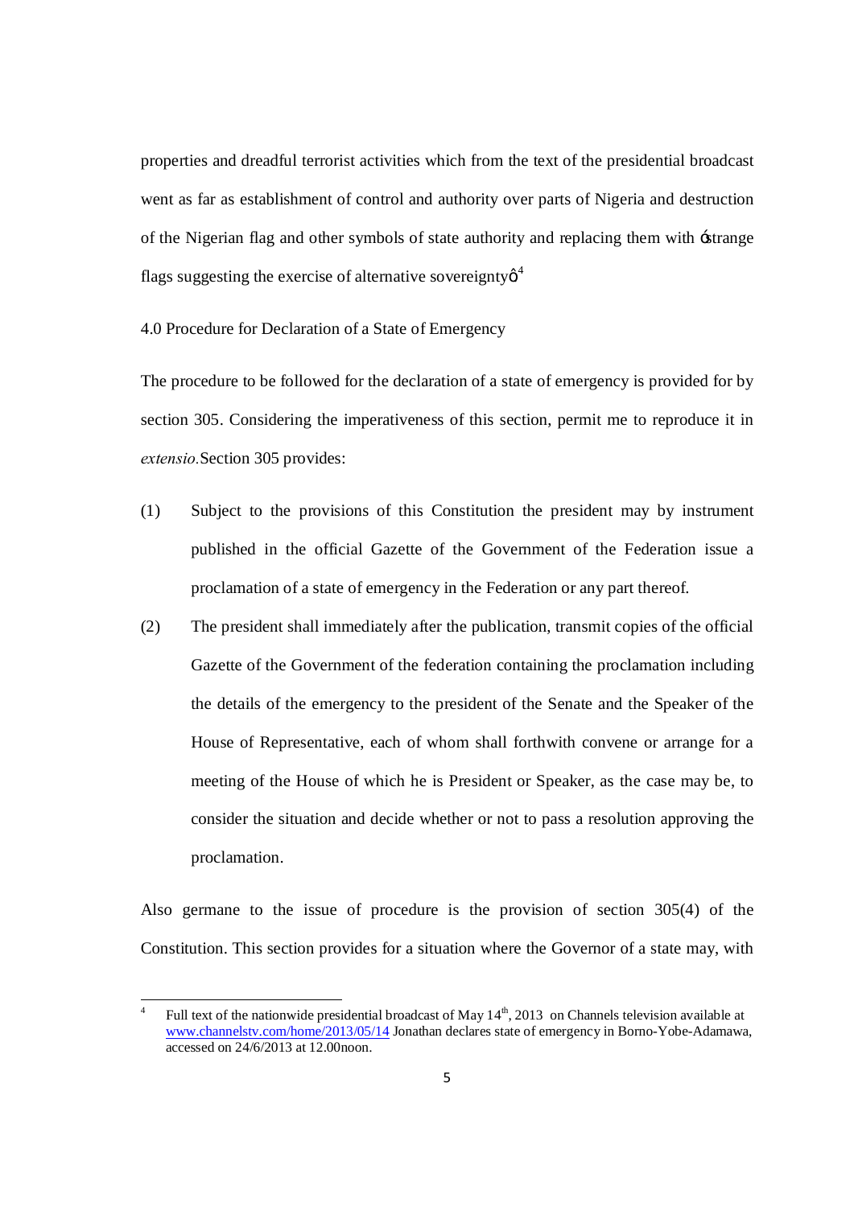properties and dreadful terrorist activities which from the text of the presidential broadcast went as far as establishment of control and authority over parts of Nigeria and destruction of the Nigerian flag and other symbols of state authority and replacing them with 'strange flags suggesting the exercise of alternative sovereignty'[4]

4.0 Procedure for Declaration of a State of Emergency

The procedure to be followed for the declaration of a state of emergency is provided for by section 305. Considering the imperativeness of this section, permit me to reproduce it in *extensio.* Section 305 provides:

(1) Subject to the provisions of this Constitution the president may by instrument published in the official Gazette of the Government of the Federation issue a proclamation of a state of emergency in the Federation or any part thereof.

(2) The president shall immediately after the publication, transmit copies of the official Gazette of the Government of the federation containing the proclamation including the details of the emergency to the president of the Senate and the Speaker of the House of Representative, each of whom shall forthwith convene or arrange for a meeting of the House of which he is President or Speaker, as the case may be, to consider the situation and decide whether or not to pass a resolution approving the proclamation.

Also germane to the issue of procedure is the provision of section 305(4) of the Constitution. This section provides for a situation where the Governor of a state may, with

---

[4] Full text of the nationwide presidential broadcast of May 14th, 2013 on Channels television available at www.channelstv.com/home/2013/05/14 Jonathan declares state of emergency in Borno-Yobe-Adamawa, accessed on 24/6/2013 at 12.00noon.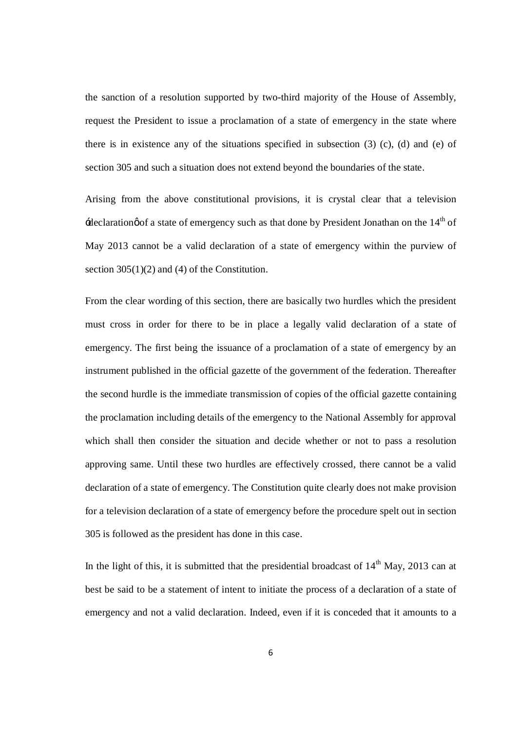the sanction of a resolution supported by two-third majority of the House of Assembly, request the President to issue a proclamation of a state of emergency in the state where there is in existence any of the situations specified in subsection (3) (c), (d) and (e) of section 305 and such a situation does not extend beyond the boundaries of the state.

Arising from the above constitutional provisions, it is crystal clear that a television 'declaration' of a state of emergency such as that done by President Jonathan on the 14th of May 2013 cannot be a valid declaration of a state of emergency within the purview of section 305(1)(2) and (4) of the Constitution.

From the clear wording of this section, there are basically two hurdles which the president must cross in order for there to be in place a legally valid declaration of a state of emergency. The first being the issuance of a proclamation of a state of emergency by an instrument published in the official gazette of the government of the federation. Thereafter the second hurdle is the immediate transmission of copies of the official gazette containing the proclamation including details of the emergency to the National Assembly for approval which shall then consider the situation and decide whether or not to pass a resolution approving same. Until these two hurdles are effectively crossed, there cannot be a valid declaration of a state of emergency. The Constitution quite clearly does not make provision for a television declaration of a state of emergency before the procedure spelt out in section 305 is followed as the president has done in this case.

In the light of this, it is submitted that the presidential broadcast of 14th May, 2013 can at best be said to be a statement of intent to initiate the process of a declaration of a state of emergency and not a valid declaration. Indeed, even if it is conceded that it amounts to a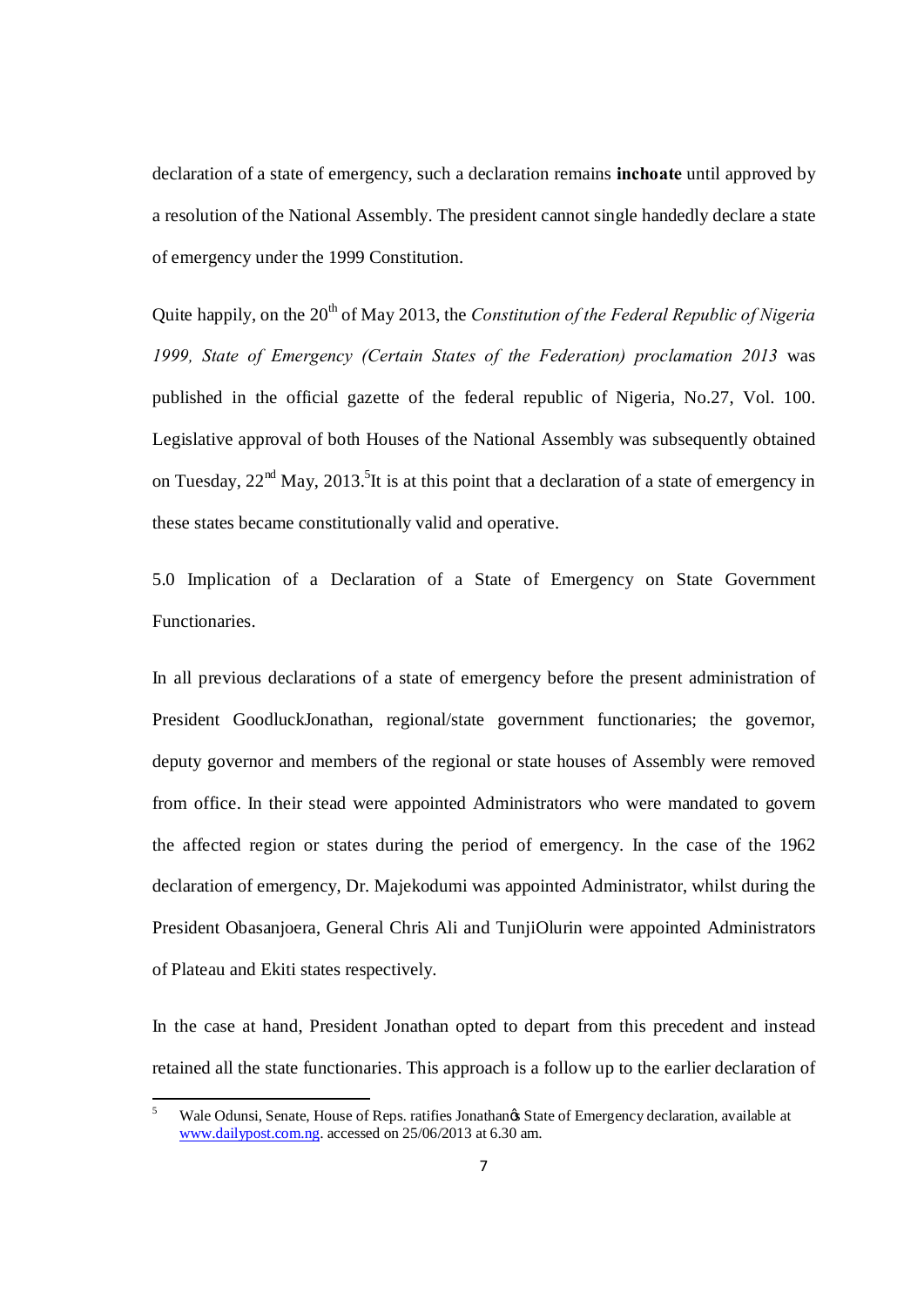declaration of a state of emergency, such a declaration remains **inchoate** until approved by a resolution of the National Assembly. The president cannot single handedly declare a state of emergency under the 1999 Constitution.

Quite happily, on the 20th of May 2013, the *Constitution of the Federal Republic of Nigeria 1999, State of Emergency (Certain States of the Federation) proclamation 2013* was published in the official gazette of the federal republic of Nigeria, No.27, Vol. 100. Legislative approval of both Houses of the National Assembly was subsequently obtained on Tuesday, 22nd May, 2013.[5]It is at this point that a declaration of a state of emergency in these states became constitutionally valid and operative.

## 5.0 Implication of a Declaration of a State of Emergency on State Government Functionaries.

In all previous declarations of a state of emergency before the present administration of President GoodluckJonathan, regional/state government functionaries; the governor, deputy governor and members of the regional or state houses of Assembly were removed from office. In their stead were appointed Administrators who were mandated to govern the affected region or states during the period of emergency. In the case of the 1962 declaration of emergency, Dr. Majekodumi was appointed Administrator, whilst during the President Obasanjoera, General Chris Ali and TunjiOlurin were appointed Administrators of Plateau and Ekiti states respectively.

In the case at hand, President Jonathan opted to depart from this precedent and instead retained all the state functionaries. This approach is a follow up to the earlier declaration of

---

[5] Wale Odunsi, Senate, House of Reps. ratifies Jonathanøs State of Emergency declaration, available at www.dailypost.com.ng. accessed on 25/06/2013 at 6.30 am.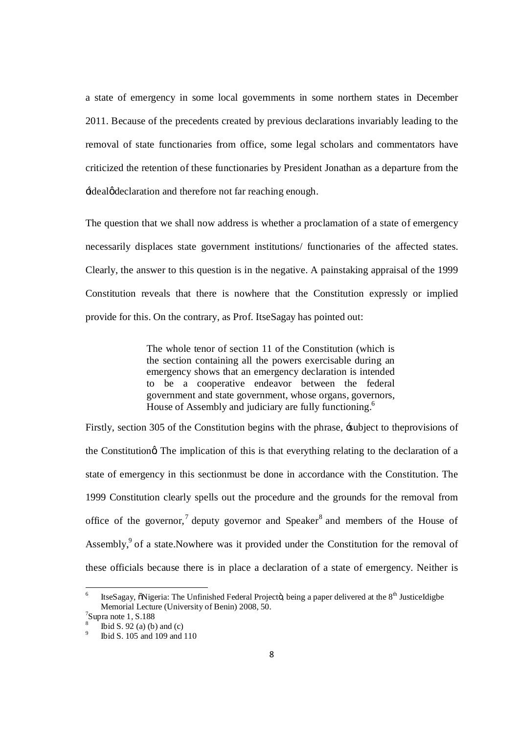a state of emergency in some local governments in some northern states in December 2011. Because of the precedents created by previous declarations invariably leading to the removal of state functionaries from office, some legal scholars and commentators have criticized the retention of these functionaries by President Jonathan as a departure from the 'ideal' declaration and therefore not far reaching enough.

The question that we shall now address is whether a proclamation of a state of emergency necessarily displaces state government institutions/ functionaries of the affected states. Clearly, the answer to this question is in the negative. A painstaking appraisal of the 1999 Constitution reveals that there is nowhere that the Constitution expressly or implied provide for this. On the contrary, as Prof. ItseSagay has pointed out:

> The whole tenor of section 11 of the Constitution (which is the section containing all the powers exercisable during an emergency shows that an emergency declaration is intended to be a cooperative endeavor between the federal government and state government, whose organs, governors, House of Assembly and judiciary are fully functioning.[6]

Firstly, section 305 of the Constitution begins with the phrase, 'subject to theprovisions of the Constitution' The implication of this is that everything relating to the declaration of a state of emergency in this sectionmust be done in accordance with the Constitution. The 1999 Constitution clearly spells out the procedure and the grounds for the removal from office of the governor,[7] deputy governor and Speaker[8] and members of the House of Assembly,[9] of a state.Nowhere was it provided under the Constitution for the removal of these officials because there is in place a declaration of a state of emergency. Neither is

---

[6] ItseSagay, "Nigeria: The Unfinished Federal Project", being a paper delivered at the 8th JusticeIdigbe Memorial Lecture (University of Benin) 2008, 50.

[7] Supra note 1, S.188

[8] Ibid S. 92 (a) (b) and (c)

[9] Ibid S. 105 and 109 and 110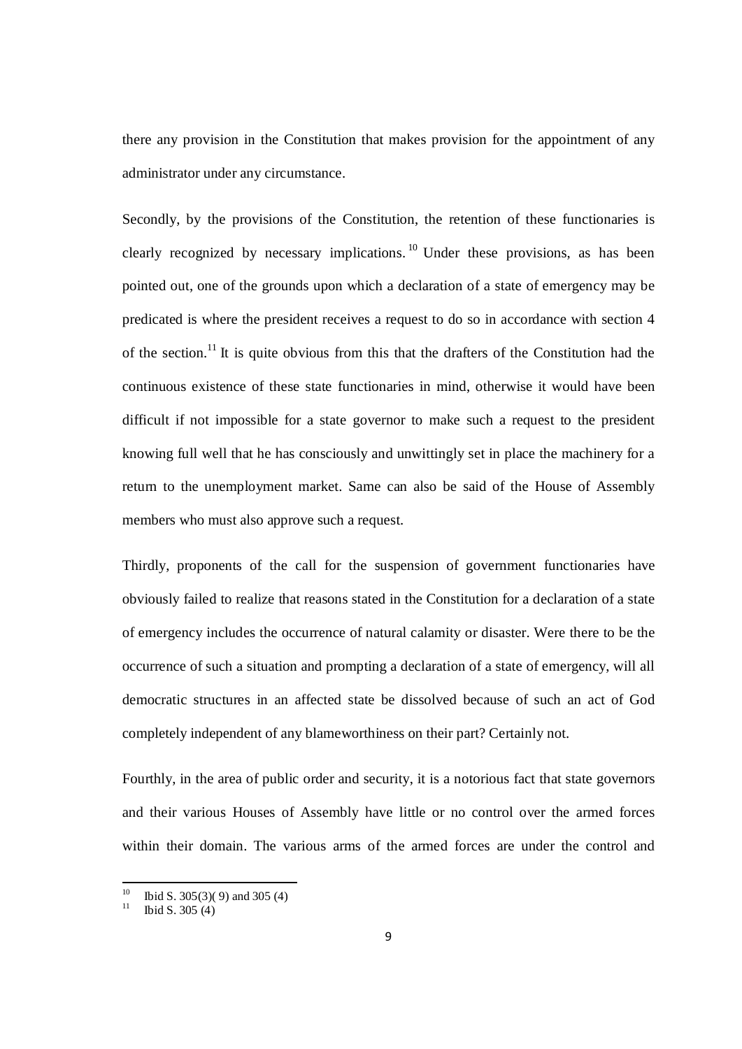there any provision in the Constitution that makes provision for the appointment of any administrator under any circumstance.

Secondly, by the provisions of the Constitution, the retention of these functionaries is clearly recognized by necessary implications.[10] Under these provisions, as has been pointed out, one of the grounds upon which a declaration of a state of emergency may be predicated is where the president receives a request to do so in accordance with section 4 of the section.[11] It is quite obvious from this that the drafters of the Constitution had the continuous existence of these state functionaries in mind, otherwise it would have been difficult if not impossible for a state governor to make such a request to the president knowing full well that he has consciously and unwittingly set in place the machinery for a return to the unemployment market. Same can also be said of the House of Assembly members who must also approve such a request.

Thirdly, proponents of the call for the suspension of government functionaries have obviously failed to realize that reasons stated in the Constitution for a declaration of a state of emergency includes the occurrence of natural calamity or disaster. Were there to be the occurrence of such a situation and prompting a declaration of a state of emergency, will all democratic structures in an affected state be dissolved because of such an act of God completely independent of any blameworthiness on their part? Certainly not.

Fourthly, in the area of public order and security, it is a notorious fact that state governors and their various Houses of Assembly have little or no control over the armed forces within their domain. The various arms of the armed forces are under the control and

---

[10] Ibid S. 305(3)( 9) and 305 (4)

[11] Ibid S. 305 (4)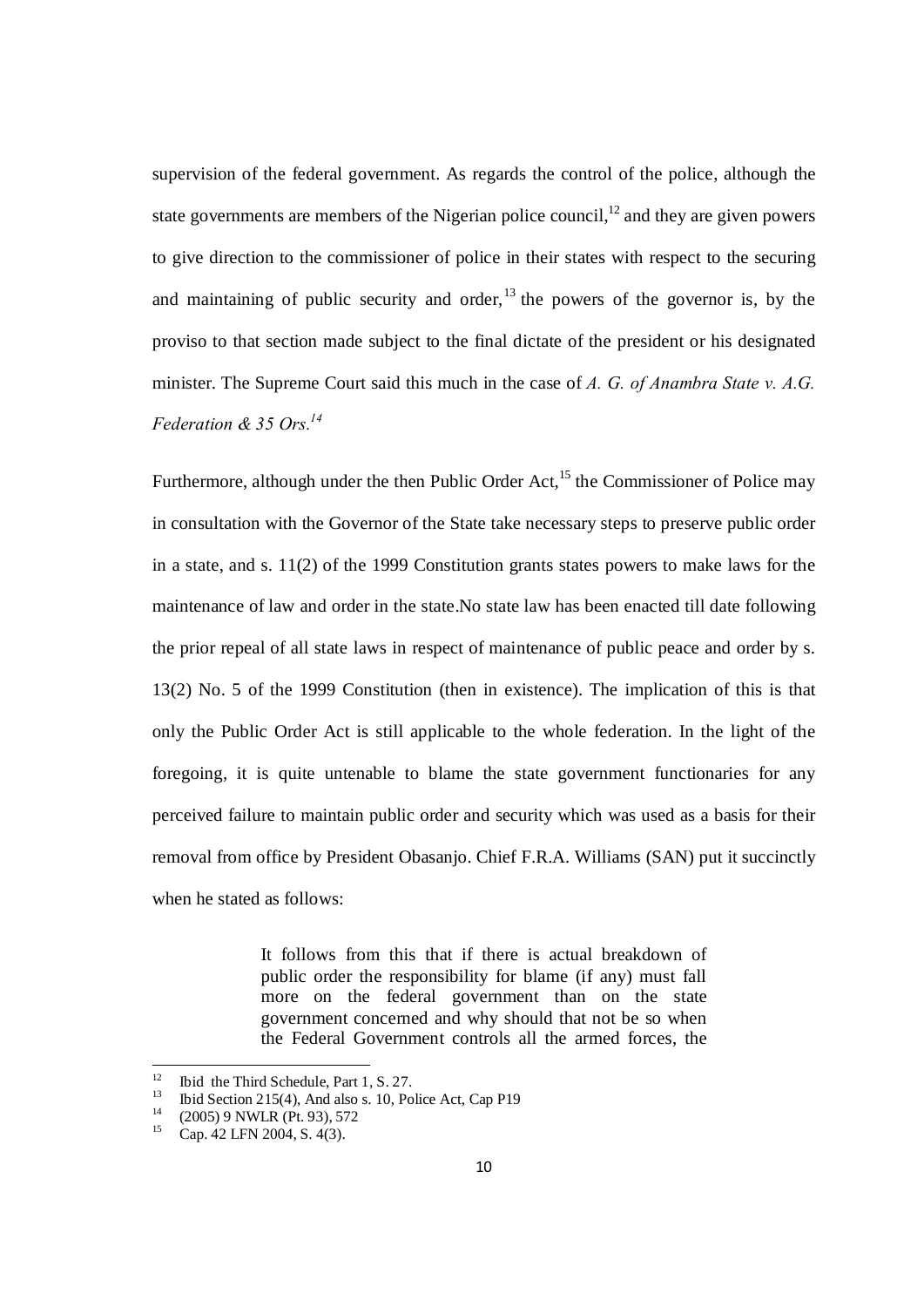supervision of the federal government. As regards the control of the police, although the state governments are members of the Nigerian police council,[12] and they are given powers to give direction to the commissioner of police in their states with respect to the securing and maintaining of public security and order,[13] the powers of the governor is, by the proviso to that section made subject to the final dictate of the president or his designated minister. The Supreme Court said this much in the case of *A. G. of Anambra State v. A.G. Federation & 35 Ors.*[14]

Furthermore, although under the then Public Order Act,[15] the Commissioner of Police may in consultation with the Governor of the State take necessary steps to preserve public order in a state, and s. 11(2) of the 1999 Constitution grants states powers to make laws for the maintenance of law and order in the state.No state law has been enacted till date following the prior repeal of all state laws in respect of maintenance of public peace and order by s. 13(2) No. 5 of the 1999 Constitution (then in existence). The implication of this is that only the Public Order Act is still applicable to the whole federation. In the light of the foregoing, it is quite untenable to blame the state government functionaries for any perceived failure to maintain public order and security which was used as a basis for their removal from office by President Obasanjo. Chief F.R.A. Williams (SAN) put it succinctly when he stated as follows:

> It follows from this that if there is actual breakdown of public order the responsibility for blame (if any) must fall more on the federal government than on the state government concerned and why should that not be so when the Federal Government controls all the armed forces, the

---

[12] Ibid the Third Schedule, Part 1, S. 27.

[13] Ibid Section 215(4), And also s. 10, Police Act, Cap P19

[14] (2005) 9 NWLR (Pt. 93), 572

[15] Cap. 42 LFN 2004, S. 4(3).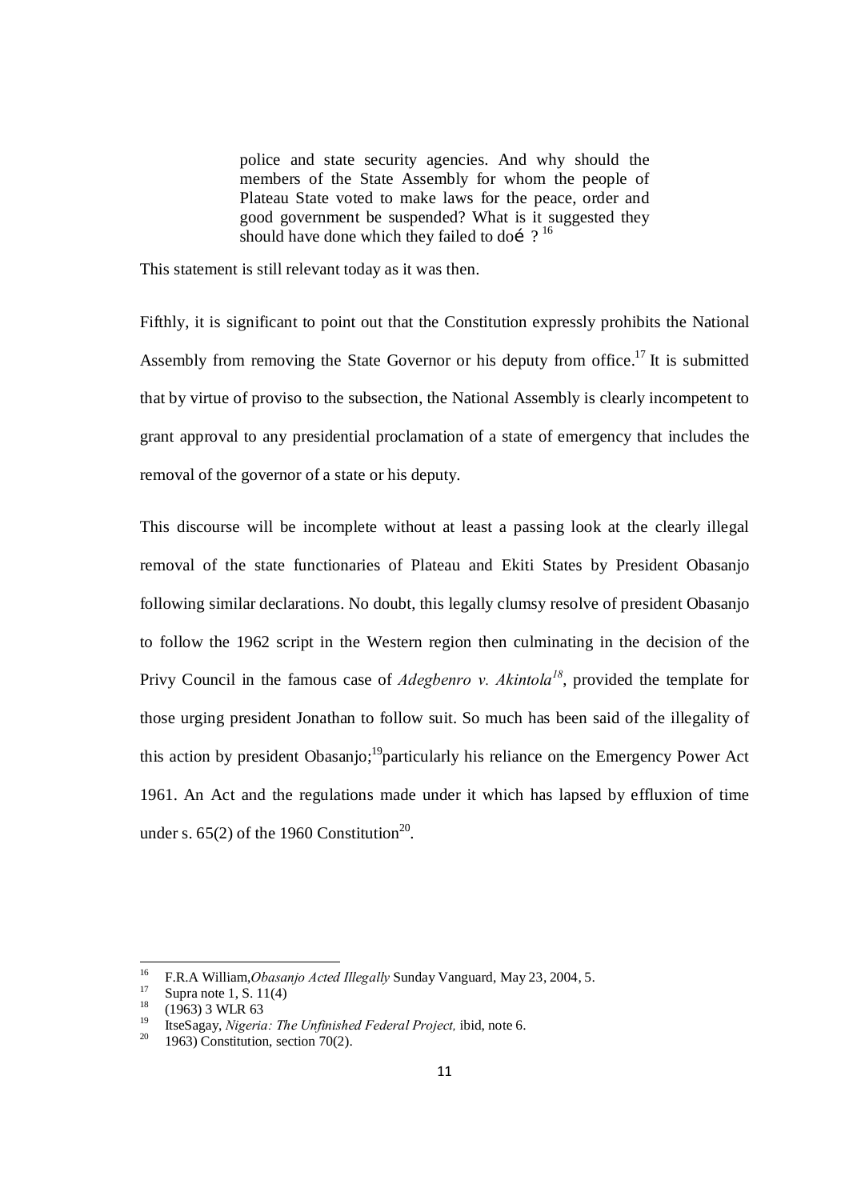> police and state security agencies. And why should the members of the State Assembly for whom the people of Plateau State voted to make laws for the peace, order and good government be suspended? What is it suggested they should have done which they failed to do… ? [16]

This statement is still relevant today as it was then.

Fifthly, it is significant to point out that the Constitution expressly prohibits the National Assembly from removing the State Governor or his deputy from office.[17] It is submitted that by virtue of proviso to the subsection, the National Assembly is clearly incompetent to grant approval to any presidential proclamation of a state of emergency that includes the removal of the governor of a state or his deputy.

This discourse will be incomplete without at least a passing look at the clearly illegal removal of the state functionaries of Plateau and Ekiti States by President Obasanjo following similar declarations. No doubt, this legally clumsy resolve of president Obasanjo to follow the 1962 script in the Western region then culminating in the decision of the Privy Council in the famous case of *Adegbenro v. Akintola*[18], provided the template for those urging president Jonathan to follow suit. So much has been said of the illegality of this action by president Obasanjo;[19]particularly his reliance on the Emergency Power Act 1961. An Act and the regulations made under it which has lapsed by effluxion of time under s. 65(2) of the 1960 Constitution[20].

---

[16] F.R.A William,*Obasanjo Acted Illegally* Sunday Vanguard, May 23, 2004, 5.

[17] Supra note 1, S. 11(4)

[18] (1963) 3 WLR 63

[19] ItseSagay, *Nigeria: The Unfinished Federal Project,* ibid, note 6.

[20] 1963) Constitution, section 70(2).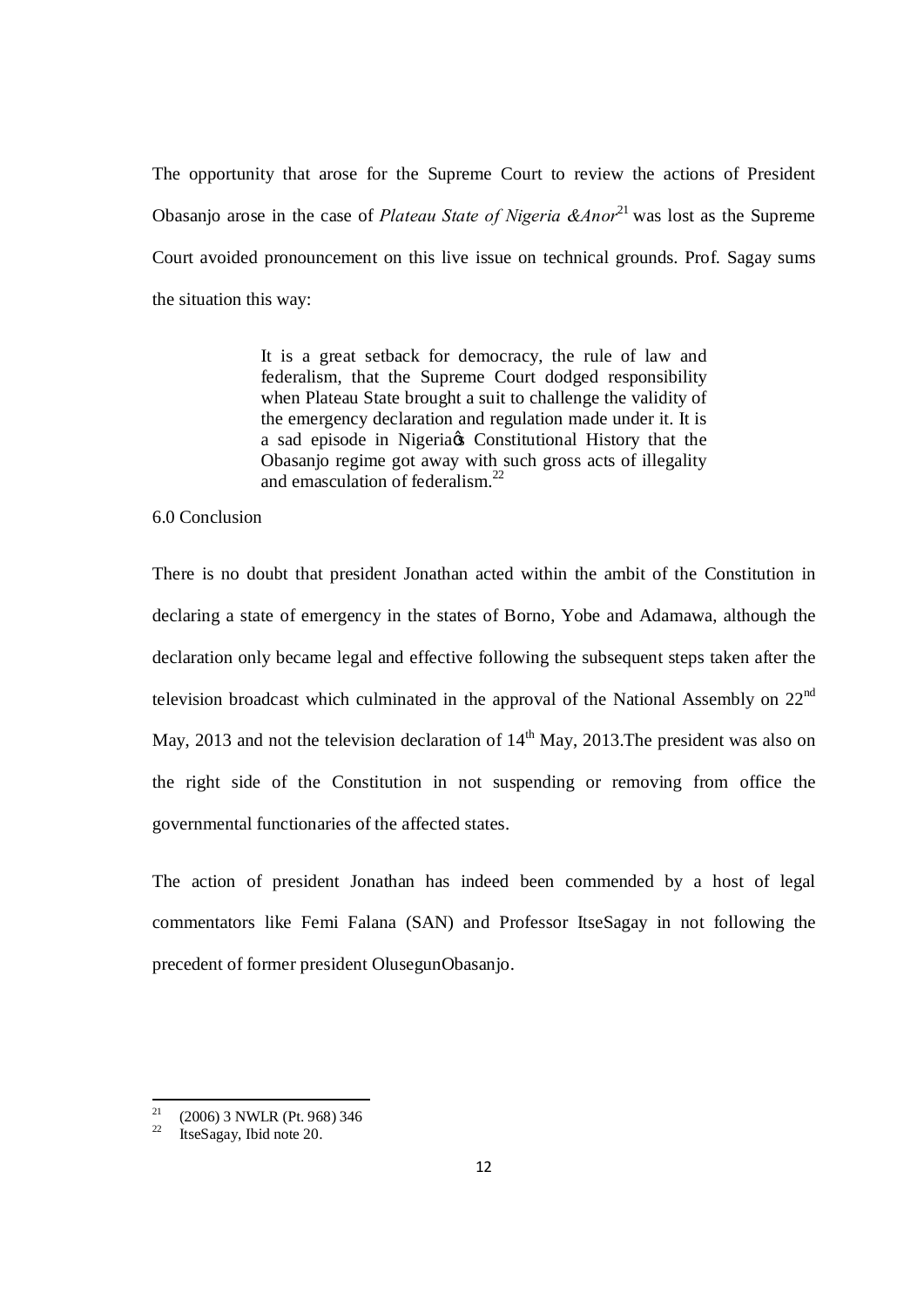The opportunity that arose for the Supreme Court to review the actions of President Obasanjo arose in the case of *Plateau State of Nigeria &Anor*[21] was lost as the Supreme Court avoided pronouncement on this live issue on technical grounds. Prof. Sagay sums the situation this way:

> It is a great setback for democracy, the rule of law and federalism, that the Supreme Court dodged responsibility when Plateau State brought a suit to challenge the validity of the emergency declaration and regulation made under it. It is a sad episode in Nigeria's Constitutional History that the Obasanjo regime got away with such gross acts of illegality and emasculation of federalism.[22]

## 6.0 Conclusion

There is no doubt that president Jonathan acted within the ambit of the Constitution in declaring a state of emergency in the states of Borno, Yobe and Adamawa, although the declaration only became legal and effective following the subsequent steps taken after the television broadcast which culminated in the approval of the National Assembly on 22nd May, 2013 and not the television declaration of 14th May, 2013.The president was also on the right side of the Constitution in not suspending or removing from office the governmental functionaries of the affected states.

The action of president Jonathan has indeed been commended by a host of legal commentators like Femi Falana (SAN) and Professor ItseSagay in not following the precedent of former president OlusegunObasanjo.

---

[21] (2006) 3 NWLR (Pt. 968) 346

[22] ItseSagay, Ibid note 20.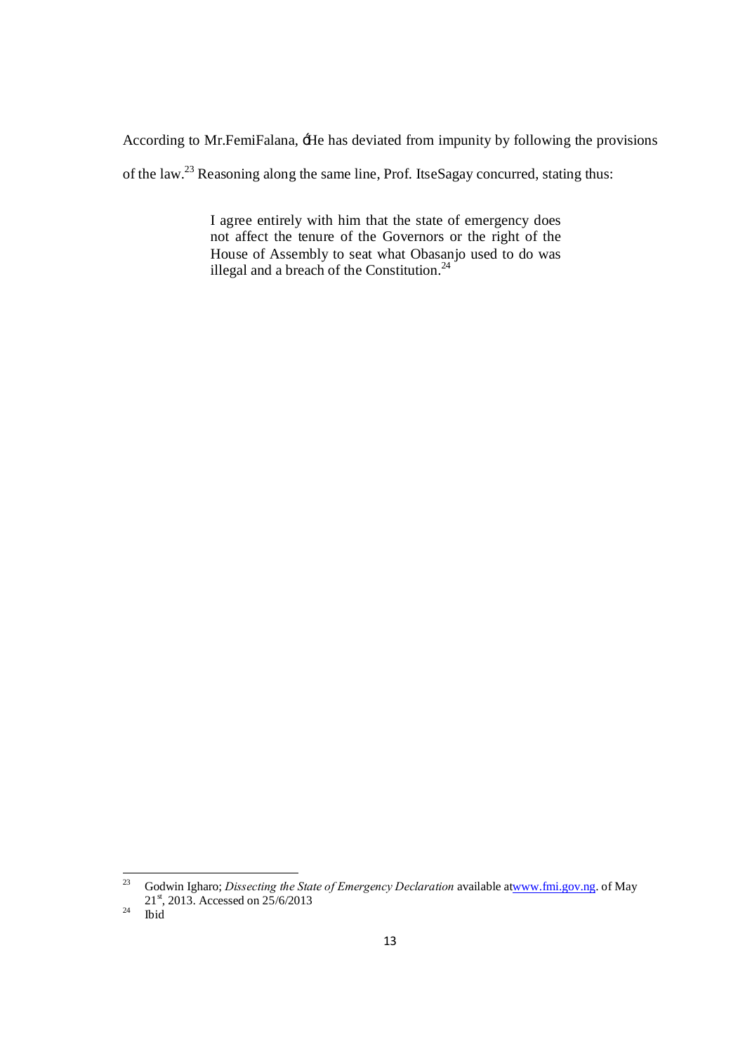According to Mr.FemiFalana, ‘He has deviated from impunity by following the provisions of the law.[23] Reasoning along the same line, Prof. ItseSagay concurred, stating thus:

> I agree entirely with him that the state of emergency does not affect the tenure of the Governors or the right of the House of Assembly to seat what Obasanjo used to do was illegal and a breach of the Constitution.[24]

---

[23] Godwin Igharo; *Dissecting the State of Emergency Declaration* available at[www.fmi.gov.ng](http://www.fmi.gov.ng). of May 21st, 2013. Accessed on 25/6/2013

[24] Ibid